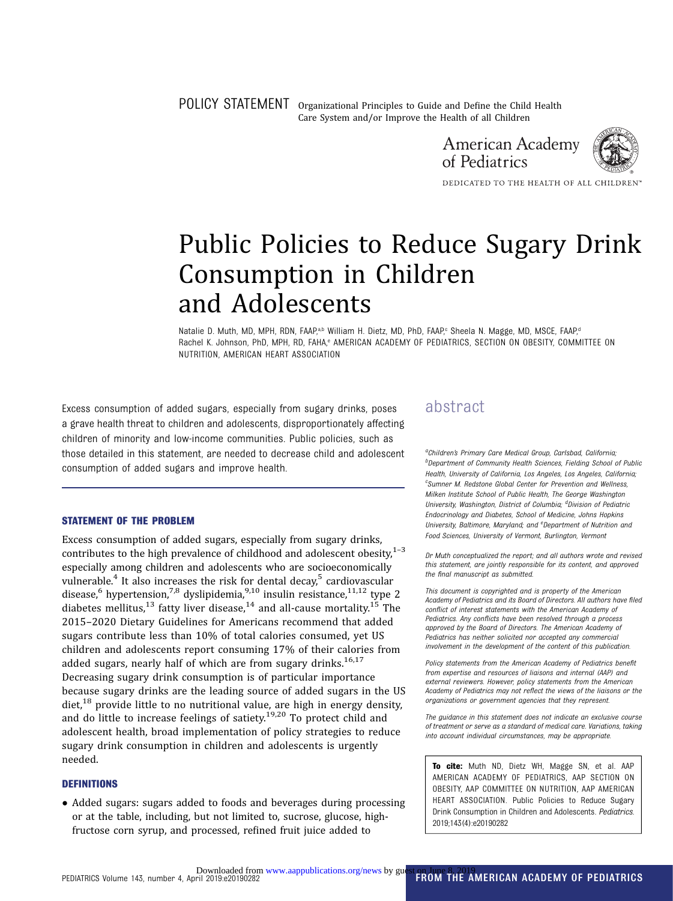POLICY STATEMENT Organizational Principles to Guide and Define the Child Health Care System and/or Improve the Health of all Children

American Academy of Pediatrics

DEDICATED TO THE HEALTH OF ALL CHILDREN™

# Public Policies to Reduce Sugary Drink Consumption in Children and Adolescents

Natalie D. Muth, MD, MPH, RDN, FAAP,[a,b] William H. Dietz, MD, PhD, FAAP,[c] Sheela N. Magge, MD, MSCE, FAAP,[d] Rachel K. Johnson, PhD, MPH, RD, FAHA,[e] AMERICAN ACADEMY OF PEDIATRICS, SECTION ON OBESITY, COMMITTEE ON NUTRITION, AMERICAN HEART ASSOCIATION

## abstract

Excess consumption of added sugars, especially from sugary drinks, poses a grave health threat to children and adolescents, disproportionately affecting children of minority and low-income communities. Public policies, such as those detailed in this statement, are needed to decrease child and adolescent consumption of added sugars and improve health.

*[a]Children's Primary Care Medical Group, Carlsbad, California; [b]Department of Community Health Sciences, Fielding School of Public Health, University of California, Los Angeles, Los Angeles, California; [c]Sumner M. Redstone Global Center for Prevention and Wellness, Milken Institute School of Public Health, The George Washington University, Washington, District of Columbia; [d]Division of Pediatric Endocrinology and Diabetes, School of Medicine, Johns Hopkins University, Baltimore, Maryland; and [e]Department of Nutrition and Food Sciences, University of Vermont, Burlington, Vermont*

*Dr Muth conceptualized the report; and all authors wrote and revised this statement, are jointly responsible for its content, and approved the final manuscript as submitted.*

*This document is copyrighted and is property of the American Academy of Pediatrics and its Board of Directors. All authors have filed conflict of interest statements with the American Academy of Pediatrics. Any conflicts have been resolved through a process approved by the Board of Directors. The American Academy of Pediatrics has neither solicited nor accepted any commercial involvement in the development of the content of this publication.*

*Policy statements from the American Academy of Pediatrics benefit from expertise and resources of liaisons and internal (AAP) and external reviewers. However, policy statements from the American Academy of Pediatrics may not reflect the views of the liaisons or the organizations or government agencies that they represent.*

*The guidance in this statement does not indicate an exclusive course of treatment or serve as a standard of medical care. Variations, taking into account individual circumstances, may be appropriate.*

**To cite:** Muth ND, Dietz WH, Magge SN, et al. AAP AMERICAN ACADEMY OF PEDIATRICS, AAP SECTION ON OBESITY, AAP COMMITTEE ON NUTRITION, AAP AMERICAN HEART ASSOCIATION. Public Policies to Reduce Sugary Drink Consumption in Children and Adolescents. *Pediatrics.* 2019;143(4):e20190282

### STATEMENT OF THE PROBLEM

Excess consumption of added sugars, especially from sugary drinks, contributes to the high prevalence of childhood and adolescent obesity,[1–3] especially among children and adolescents who are socioeconomically vulnerable.[4] It also increases the risk for dental decay,[5] cardiovascular disease,[6] hypertension,[7,8] dyslipidemia,[9,10] insulin resistance,[11,12] type 2 diabetes mellitus,[13] fatty liver disease,[14] and all-cause mortality.[15] The 2015–2020 Dietary Guidelines for Americans recommend that added sugars contribute less than 10% of total calories consumed, yet US children and adolescents report consuming 17% of their calories from added sugars, nearly half of which are from sugary drinks.[16,17] Decreasing sugary drink consumption is of particular importance because sugary drinks are the leading source of added sugars in the US diet,[18] provide little to no nutritional value, are high in energy density, and do little to increase feelings of satiety.[19,20] To protect child and adolescent health, broad implementation of policy strategies to reduce sugary drink consumption in children and adolescents is urgently needed.

### DEFINITIONS

- Added sugars: sugars added to foods and beverages during processing or at the table, including, but not limited to, sucrose, glucose, high-fructose corn syrup, and processed, refined fruit juice added to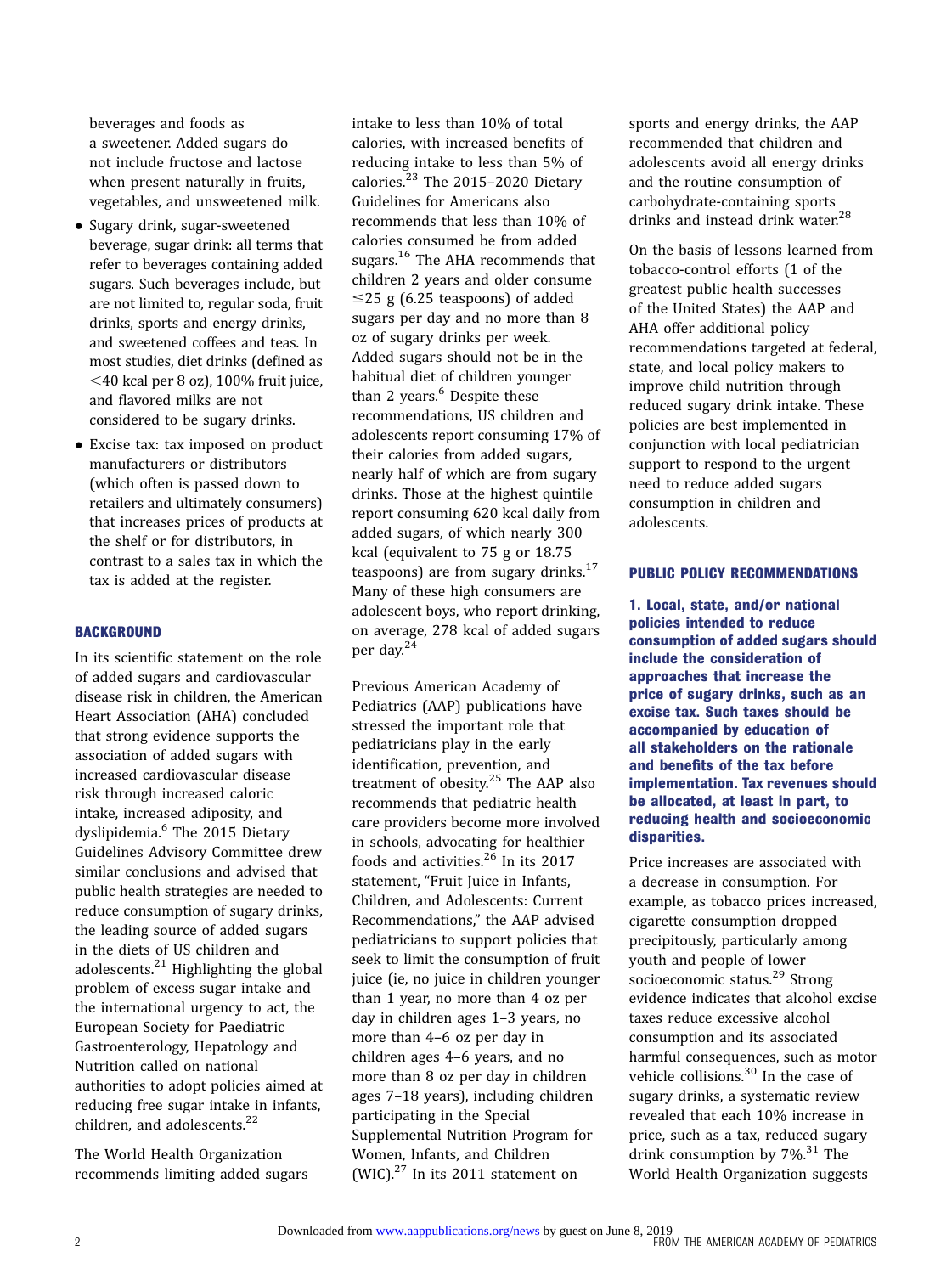beverages and foods as a sweetener. Added sugars do not include fructose and lactose when present naturally in fruits, vegetables, and unsweetened milk.

- Sugary drink, sugar-sweetened beverage, sugar drink: all terms that refer to beverages containing added sugars. Such beverages include, but are not limited to, regular soda, fruit drinks, sports and energy drinks, and sweetened coffees and teas. In most studies, diet drinks (defined as <40 kcal per 8 oz), 100% fruit juice, and flavored milks are not considered to be sugary drinks.
- Excise tax: tax imposed on product manufacturers or distributors (which often is passed down to retailers and ultimately consumers) that increases prices of products at the shelf or for distributors, in contrast to a sales tax in which the tax is added at the register.

## BACKGROUND

In its scientific statement on the role of added sugars and cardiovascular disease risk in children, the American Heart Association (AHA) concluded that strong evidence supports the association of added sugars with increased cardiovascular disease risk through increased caloric intake, increased adiposity, and dyslipidemia.[6] The 2015 Dietary Guidelines Advisory Committee drew similar conclusions and advised that public health strategies are needed to reduce consumption of sugary drinks, the leading source of added sugars in the diets of US children and adolescents.[21] Highlighting the global problem of excess sugar intake and the international urgency to act, the European Society for Paediatric Gastroenterology, Hepatology and Nutrition called on national authorities to adopt policies aimed at reducing free sugar intake in infants, children, and adolescents.[22]

The World Health Organization recommends limiting added sugars intake to less than 10% of total calories, with increased benefits of reducing intake to less than 5% of calories.[23] The 2015–2020 Dietary Guidelines for Americans also recommends that less than 10% of calories consumed be from added sugars.[16] The AHA recommends that children 2 years and older consume ≤25 g (6.25 teaspoons) of added sugars per day and no more than 8 oz of sugary drinks per week. Added sugars should not be in the habitual diet of children younger than 2 years.[6] Despite these recommendations, US children and adolescents report consuming 17% of their calories from added sugars, nearly half of which are from sugary drinks. Those at the highest quintile report consuming 620 kcal daily from added sugars, of which nearly 300 kcal (equivalent to 75 g or 18.75 teaspoons) are from sugary drinks.[17] Many of these high consumers are adolescent boys, who report drinking, on average, 278 kcal of added sugars per day.[24]

Previous American Academy of Pediatrics (AAP) publications have stressed the important role that pediatricians play in the early identification, prevention, and treatment of obesity.[25] The AAP also recommends that pediatric health care providers become more involved in schools, advocating for healthier foods and activities.[26] In its 2017 statement, "Fruit Juice in Infants, Children, and Adolescents: Current Recommendations," the AAP advised pediatricians to support policies that seek to limit the consumption of fruit juice (ie, no juice in children younger than 1 year, no more than 4 oz per day in children ages 1–3 years, no more than 4–6 oz per day in children ages 4–6 years, and no more than 8 oz per day in children ages 7–18 years), including children participating in the Special Supplemental Nutrition Program for Women, Infants, and Children (WIC).[27] In its 2011 statement on sports and energy drinks, the AAP recommended that children and adolescents avoid all energy drinks and the routine consumption of carbohydrate-containing sports drinks and instead drink water.[28]

On the basis of lessons learned from tobacco-control efforts (1 of the greatest public health successes of the United States) the AAP and AHA offer additional policy recommendations targeted at federal, state, and local policy makers to improve child nutrition through reduced sugary drink intake. These policies are best implemented in conjunction with local pediatrician support to respond to the urgent need to reduce added sugars consumption in children and adolescents.

## PUBLIC POLICY RECOMMENDATIONS

### 1. Local, state, and/or national policies intended to reduce consumption of added sugars should include the consideration of approaches that increase the price of sugary drinks, such as an excise tax. Such taxes should be accompanied by education of all stakeholders on the rationale and benefits of the tax before implementation. Tax revenues should be allocated, at least in part, to reducing health and socioeconomic disparities.

Price increases are associated with a decrease in consumption. For example, as tobacco prices increased, cigarette consumption dropped precipitously, particularly among youth and people of lower socioeconomic status.[29] Strong evidence indicates that alcohol excise taxes reduce excessive alcohol consumption and its associated harmful consequences, such as motor vehicle collisions.[30] In the case of sugary drinks, a systematic review revealed that each 10% increase in price, such as a tax, reduced sugary drink consumption by 7%.[31] The World Health Organization suggests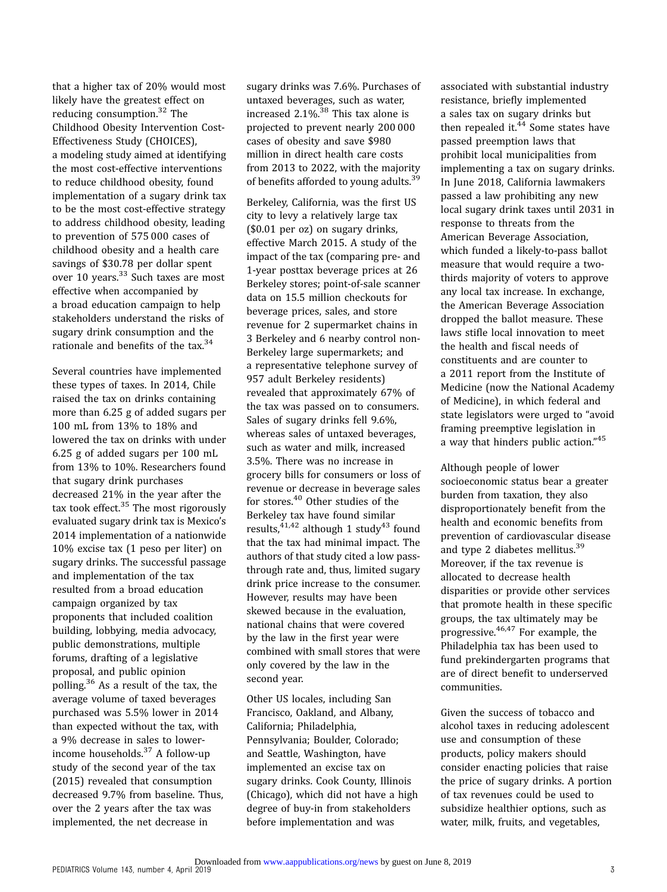that a higher tax of 20% would most likely have the greatest effect on reducing consumption.[32] The Childhood Obesity Intervention Cost-Effectiveness Study (CHOICES), a modeling study aimed at identifying the most cost-effective interventions to reduce childhood obesity, found implementation of a sugary drink tax to be the most cost-effective strategy to address childhood obesity, leading to prevention of 575 000 cases of childhood obesity and a health care savings of $30.78 per dollar spent over 10 years.[33] Such taxes are most effective when accompanied by a broad education campaign to help stakeholders understand the risks of sugary drink consumption and the rationale and benefits of the tax.[34]

Several countries have implemented these types of taxes. In 2014, Chile raised the tax on drinks containing more than 6.25 g of added sugars per 100 mL from 13% to 18% and lowered the tax on drinks with under 6.25 g of added sugars per 100 mL from 13% to 10%. Researchers found that sugary drink purchases decreased 21% in the year after the tax took effect.[35] The most rigorously evaluated sugary drink tax is Mexico's 2014 implementation of a nationwide 10% excise tax (1 peso per liter) on sugary drinks. The successful passage and implementation of the tax resulted from a broad education campaign organized by tax proponents that included coalition building, lobbying, media advocacy, public demonstrations, multiple forums, drafting of a legislative proposal, and public opinion polling.[36] As a result of the tax, the average volume of taxed beverages purchased was 5.5% lower in 2014 than expected without the tax, with a 9% decrease in sales to lower-income households.[37] A follow-up study of the second year of the tax (2015) revealed that consumption decreased 9.7% from baseline. Thus, over the 2 years after the tax was implemented, the net decrease in sugary drinks was 7.6%. Purchases of untaxed beverages, such as water, increased 2.1%.[38] This tax alone is projected to prevent nearly 200 000 cases of obesity and save $980 million in direct health care costs from 2013 to 2022, with the majority of benefits afforded to young adults.[39]

Berkeley, California, was the first US city to levy a relatively large tax ($0.01 per oz) on sugary drinks, effective March 2015. A study of the impact of the tax (comparing pre- and 1-year posttax beverage prices at 26 Berkeley stores; point-of-sale scanner data on 15.5 million checkouts for beverage prices, sales, and store revenue for 2 supermarket chains in 3 Berkeley and 6 nearby control non-Berkeley large supermarkets; and a representative telephone survey of 957 adult Berkeley residents) revealed that approximately 67% of the tax was passed on to consumers. Sales of sugary drinks fell 9.6%, whereas sales of untaxed beverages, such as water and milk, increased 3.5%. There was no increase in grocery bills for consumers or loss of revenue or decrease in beverage sales for stores.[40] Other studies of the Berkeley tax have found similar results,[41,42] although 1 study[43] found that the tax had minimal impact. The authors of that study cited a low pass-through rate and, thus, limited sugary drink price increase to the consumer. However, results may have been skewed because in the evaluation, national chains that were covered by the law in the first year were combined with small stores that were only covered by the law in the second year.

Other US locales, including San Francisco, Oakland, and Albany, California; Philadelphia, Pennsylvania; Boulder, Colorado; and Seattle, Washington, have implemented an excise tax on sugary drinks. Cook County, Illinois (Chicago), which did not have a high degree of buy-in from stakeholders before implementation and was associated with substantial industry resistance, briefly implemented a sales tax on sugary drinks but then repealed it.[44] Some states have passed preemption laws that prohibit local municipalities from implementing a tax on sugary drinks. In June 2018, California lawmakers passed a law prohibiting any new local sugary drink taxes until 2031 in response to threats from the American Beverage Association, which funded a likely-to-pass ballot measure that would require a two-thirds majority of voters to approve any local tax increase. In exchange, the American Beverage Association dropped the ballot measure. These laws stifle local innovation to meet the health and fiscal needs of constituents and are counter to a 2011 report from the Institute of Medicine (now the National Academy of Medicine), in which federal and state legislators were urged to "avoid framing preemptive legislation in a way that hinders public action."[45]

Although people of lower socioeconomic status bear a greater burden from taxation, they also disproportionately benefit from the health and economic benefits from prevention of cardiovascular disease and type 2 diabetes mellitus.[39] Moreover, if the tax revenue is allocated to decrease health disparities or provide other services that promote health in these specific groups, the tax ultimately may be progressive.[46,47] For example, the Philadelphia tax has been used to fund prekindergarten programs that are of direct benefit to underserved communities.

Given the success of tobacco and alcohol taxes in reducing adolescent use and consumption of these products, policy makers should consider enacting policies that raise the price of sugary drinks. A portion of tax revenues could be used to subsidize healthier options, such as water, milk, fruits, and vegetables,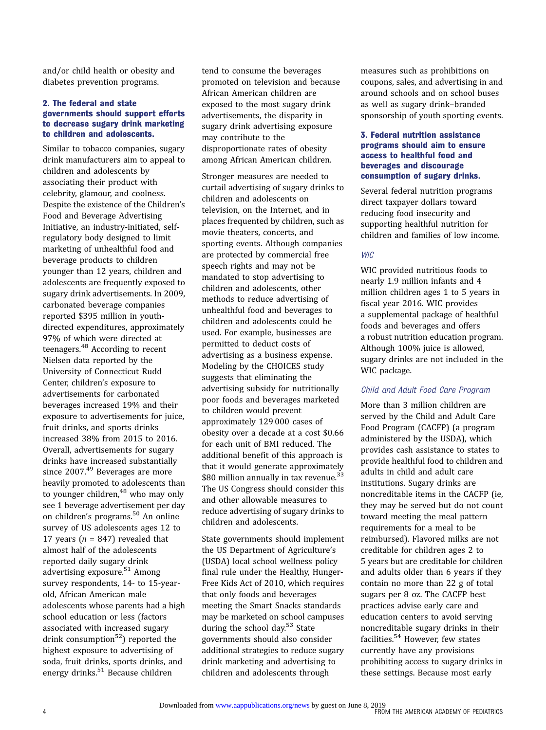and/or child health or obesity and diabetes prevention programs.

### 2. The federal and state governments should support efforts to decrease sugary drink marketing to children and adolescents.

Similar to tobacco companies, sugary drink manufacturers aim to appeal to children and adolescents by associating their product with celebrity, glamour, and coolness. Despite the existence of the Children's Food and Beverage Advertising Initiative, an industry-initiated, self-regulatory body designed to limit marketing of unhealthful food and beverage products to children younger than 12 years, children and adolescents are frequently exposed to sugary drink advertisements. In 2009, carbonated beverage companies reported $395 million in youth-directed expenditures, approximately 97% of which were directed at teenagers.[48] According to recent Nielsen data reported by the University of Connecticut Rudd Center, children's exposure to advertisements for carbonated beverages increased 19% and their exposure to advertisements for juice, fruit drinks, and sports drinks increased 38% from 2015 to 2016. Overall, advertisements for sugary drinks have increased substantially since 2007.[49] Beverages are more heavily promoted to adolescents than to younger children,[48] who may only see 1 beverage advertisement per day on children's programs.[50] An online survey of US adolescents ages 12 to 17 years ($n$ = 847) revealed that almost half of the adolescents reported daily sugary drink advertising exposure.[51] Among survey respondents, 14- to 15-year-old, African American male adolescents whose parents had a high school education or less (factors associated with increased sugary drink consumption[52]) reported the highest exposure to advertising of soda, fruit drinks, sports drinks, and energy drinks.[51] Because children tend to consume the beverages promoted on television and because African American children are exposed to the most sugary drink advertisements, the disparity in sugary drink advertising exposure may contribute to the disproportionate rates of obesity among African American children.

Stronger measures are needed to curtail advertising of sugary drinks to children and adolescents on television, on the Internet, and in places frequented by children, such as movie theaters, concerts, and sporting events. Although companies are protected by commercial free speech rights and may not be mandated to stop advertising to children and adolescents, other methods to reduce advertising of unhealthful food and beverages to children and adolescents could be used. For example, businesses are permitted to deduct costs of advertising as a business expense. Modeling by the CHOICES study suggests that eliminating the advertising subsidy for nutritionally poor foods and beverages marketed to children would prevent approximately 129 000 cases of obesity over a decade at a cost $0.66 for each unit of BMI reduced. The additional benefit of this approach is that it would generate approximately $80 million annually in tax revenue.[33] The US Congress should consider this and other allowable measures to reduce advertising of sugary drinks to children and adolescents.

State governments should implement the US Department of Agriculture's (USDA) local school wellness policy final rule under the Healthy, Hunger-Free Kids Act of 2010, which requires that only foods and beverages meeting the Smart Snacks standards may be marketed on school campuses during the school day.[53] State governments should also consider additional strategies to reduce sugary drink marketing and advertising to children and adolescents through measures such as prohibitions on coupons, sales, and advertising in and around schools and on school buses as well as sugary drink–branded sponsorship of youth sporting events.

### 3. Federal nutrition assistance programs should aim to ensure access to healthful food and beverages and discourage consumption of sugary drinks.

Several federal nutrition programs direct taxpayer dollars toward reducing food insecurity and supporting healthful nutrition for children and families of low income.

#### *WIC*

WIC provided nutritious foods to nearly 1.9 million infants and 4 million children ages 1 to 5 years in fiscal year 2016. WIC provides a supplemental package of healthful foods and beverages and offers a robust nutrition education program. Although 100% juice is allowed, sugary drinks are not included in the WIC package.

#### *Child and Adult Food Care Program*

More than 3 million children are served by the Child and Adult Care Food Program (CACFP) (a program administered by the USDA), which provides cash assistance to states to provide healthful food to children and adults in child and adult care institutions. Sugary drinks are noncreditable items in the CACFP (ie, they may be served but do not count toward meeting the meal pattern requirements for a meal to be reimbursed). Flavored milks are not creditable for children ages 2 to 5 years but are creditable for children and adults older than 6 years if they contain no more than 22 g of total sugars per 8 oz. The CACFP best practices advise early care and education centers to avoid serving noncreditable sugary drinks in their facilities.[54] However, few states currently have any provisions prohibiting access to sugary drinks in these settings. Because most early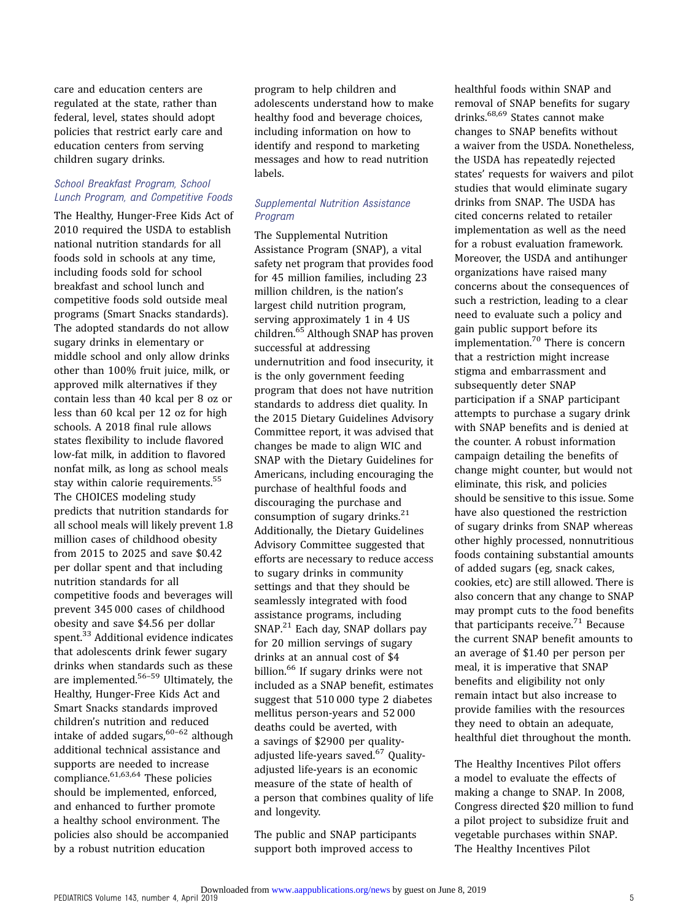care and education centers are regulated at the state, rather than federal, level, states should adopt policies that restrict early care and education centers from serving children sugary drinks.

### School Breakfast Program, School Lunch Program, and Competitive Foods

The Healthy, Hunger-Free Kids Act of 2010 required the USDA to establish national nutrition standards for all foods sold in schools at any time, including foods sold for school breakfast and school lunch and competitive foods sold outside meal programs (Smart Snacks standards). The adopted standards do not allow sugary drinks in elementary or middle school and only allow drinks other than 100% fruit juice, milk, or approved milk alternatives if they contain less than 40 kcal per 8 oz or less than 60 kcal per 12 oz for high schools. A 2018 final rule allows states flexibility to include flavored low-fat milk, in addition to flavored nonfat milk, as long as school meals stay within calorie requirements.[55] The CHOICES modeling study predicts that nutrition standards for all school meals will likely prevent 1.8 million cases of childhood obesity from 2015 to 2025 and save $0.42 per dollar spent and that including nutrition standards for all competitive foods and beverages will prevent 345 000 cases of childhood obesity and save $4.56 per dollar spent.[33] Additional evidence indicates that adolescents drink fewer sugary drinks when standards such as these are implemented.[56–59] Ultimately, the Healthy, Hunger-Free Kids Act and Smart Snacks standards improved children's nutrition and reduced intake of added sugars,[60–62] although additional technical assistance and supports are needed to increase compliance.[61,63,64] These policies should be implemented, enforced, and enhanced to further promote a healthy school environment. The policies also should be accompanied by a robust nutrition education program to help children and adolescents understand how to make healthy food and beverage choices, including information on how to identify and respond to marketing messages and how to read nutrition labels.

### Supplemental Nutrition Assistance Program

The Supplemental Nutrition Assistance Program (SNAP), a vital safety net program that provides food for 45 million families, including 23 million children, is the nation's largest child nutrition program, serving approximately 1 in 4 US children.[65] Although SNAP has proven successful at addressing undernutrition and food insecurity, it is the only government feeding program that does not have nutrition standards to address diet quality. In the 2015 Dietary Guidelines Advisory Committee report, it was advised that changes be made to align WIC and SNAP with the Dietary Guidelines for Americans, including encouraging the purchase of healthful foods and discouraging the purchase and consumption of sugary drinks.[21] Additionally, the Dietary Guidelines Advisory Committee suggested that efforts are necessary to reduce access to sugary drinks in community settings and that they should be seamlessly integrated with food assistance programs, including SNAP.[21] Each day, SNAP dollars pay for 20 million servings of sugary drinks at an annual cost of $4 billion.[66] If sugary drinks were not included as a SNAP benefit, estimates suggest that 510 000 type 2 diabetes mellitus person-years and 52 000 deaths could be averted, with a savings of $2900 per quality-adjusted life-years saved.[67] Quality-adjusted life-years is an economic measure of the state of health of a person that combines quality of life and longevity.

The public and SNAP participants support both improved access to healthful foods within SNAP and removal of SNAP benefits for sugary drinks.[68,69] States cannot make changes to SNAP benefits without a waiver from the USDA. Nonetheless, the USDA has repeatedly rejected states' requests for waivers and pilot studies that would eliminate sugary drinks from SNAP. The USDA has cited concerns related to retailer implementation as well as the need for a robust evaluation framework. Moreover, the USDA and antihunger organizations have raised many concerns about the consequences of such a restriction, leading to a clear need to evaluate such a policy and gain public support before its implementation.[70] There is concern that a restriction might increase stigma and embarrassment and subsequently deter SNAP participation if a SNAP participant attempts to purchase a sugary drink with SNAP benefits and is denied at the counter. A robust information campaign detailing the benefits of change might counter, but would not eliminate, this risk, and policies should be sensitive to this issue. Some have also questioned the restriction of sugary drinks from SNAP whereas other highly processed, nonnutritious foods containing substantial amounts of added sugars (eg, snack cakes, cookies, etc) are still allowed. There is also concern that any change to SNAP may prompt cuts to the food benefits that participants receive.[71] Because the current SNAP benefit amounts to an average of $1.40 per person per meal, it is imperative that SNAP benefits and eligibility not only remain intact but also increase to provide families with the resources they need to obtain an adequate, healthful diet throughout the month.

The Healthy Incentives Pilot offers a model to evaluate the effects of making a change to SNAP. In 2008, Congress directed $20 million to fund a pilot project to subsidize fruit and vegetable purchases within SNAP. The Healthy Incentives Pilot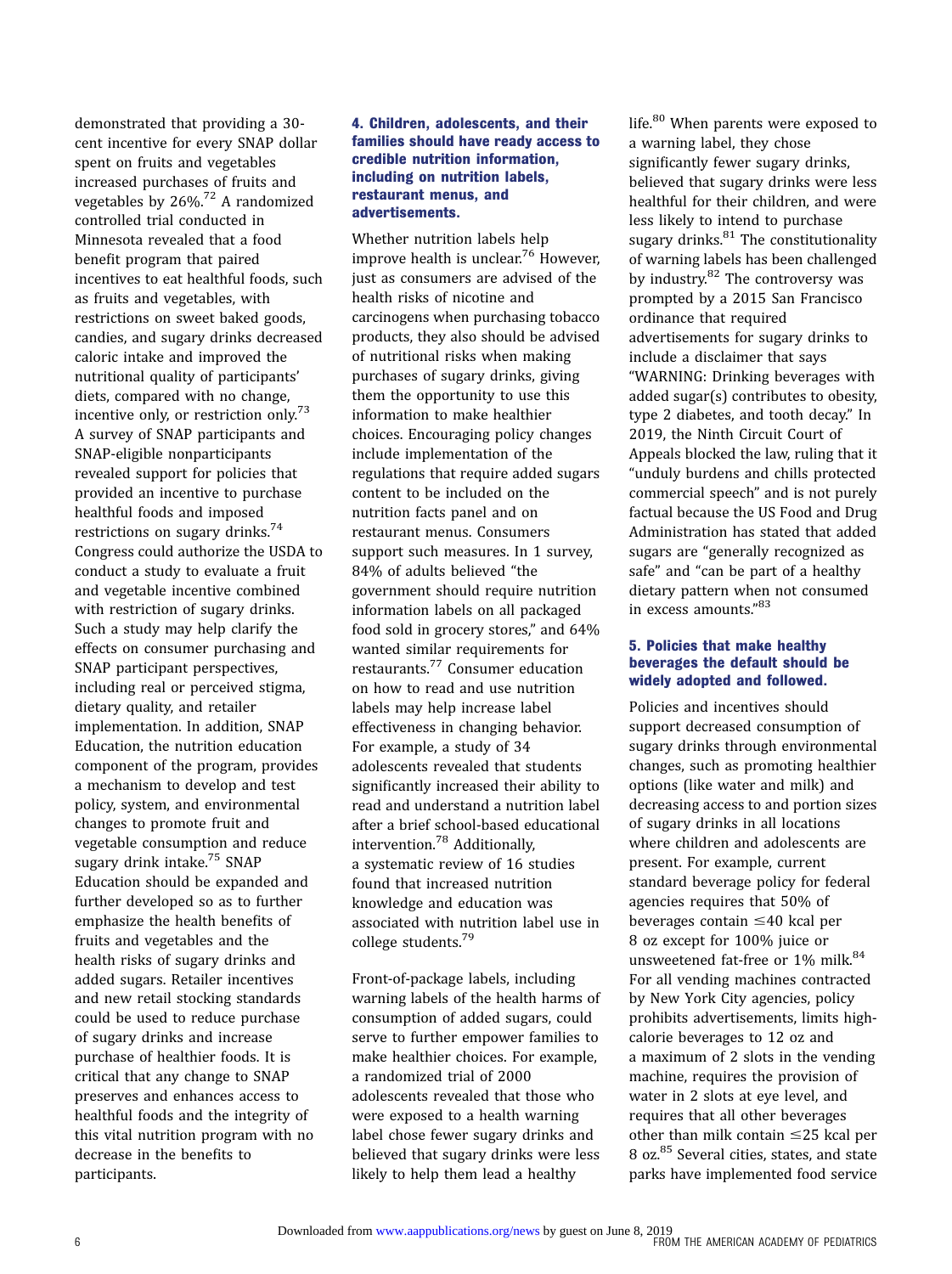demonstrated that providing a 30-cent incentive for every SNAP dollar spent on fruits and vegetables increased purchases of fruits and vegetables by 26%.[72] A randomized controlled trial conducted in Minnesota revealed that a food benefit program that paired incentives to eat healthful foods, such as fruits and vegetables, with restrictions on sweet baked goods, candies, and sugary drinks decreased caloric intake and improved the nutritional quality of participants' diets, compared with no change, incentive only, or restriction only.[73] A survey of SNAP participants and SNAP-eligible nonparticipants revealed support for policies that provided an incentive to purchase healthful foods and imposed restrictions on sugary drinks.[74] Congress could authorize the USDA to conduct a study to evaluate a fruit and vegetable incentive combined with restriction of sugary drinks. Such a study may help clarify the effects on consumer purchasing and SNAP participant perspectives, including real or perceived stigma, dietary quality, and retailer implementation. In addition, SNAP Education, the nutrition education component of the program, provides a mechanism to develop and test policy, system, and environmental changes to promote fruit and vegetable consumption and reduce sugary drink intake.[75] SNAP Education should be expanded and further developed so as to further emphasize the health benefits of fruits and vegetables and the health risks of sugary drinks and added sugars. Retailer incentives and new retail stocking standards could be used to reduce purchase of sugary drinks and increase purchase of healthier foods. It is critical that any change to SNAP preserves and enhances access to healthful foods and the integrity of this vital nutrition program with no decrease in the benefits to participants.

#### 4. Children, adolescents, and their families should have ready access to credible nutrition information, including on nutrition labels, restaurant menus, and advertisements.

Whether nutrition labels help improve health is unclear.[76] However, just as consumers are advised of the health risks of nicotine and carcinogens when purchasing tobacco products, they also should be advised of nutritional risks when making purchases of sugary drinks, giving them the opportunity to use this information to make healthier choices. Encouraging policy changes include implementation of the regulations that require added sugars content to be included on the nutrition facts panel and on restaurant menus. Consumers support such measures. In 1 survey, 84% of adults believed "the government should require nutrition information labels on all packaged food sold in grocery stores," and 64% wanted similar requirements for restaurants.[77] Consumer education on how to read and use nutrition labels may help increase label effectiveness in changing behavior. For example, a study of 34 adolescents revealed that students significantly increased their ability to read and understand a nutrition label after a brief school-based educational intervention.[78] Additionally, a systematic review of 16 studies found that increased nutrition knowledge and education was associated with nutrition label use in college students.[79]

Front-of-package labels, including warning labels of the health harms of consumption of added sugars, could serve to further empower families to make healthier choices. For example, a randomized trial of 2000 adolescents revealed that those who were exposed to a health warning label chose fewer sugary drinks and believed that sugary drinks were less likely to help them lead a healthy life.[80] When parents were exposed to a warning label, they chose significantly fewer sugary drinks, believed that sugary drinks were less healthful for their children, and were less likely to intend to purchase sugary drinks.[81] The constitutionality of warning labels has been challenged by industry.[82] The controversy was prompted by a 2015 San Francisco ordinance that required advertisements for sugary drinks to include a disclaimer that says "WARNING: Drinking beverages with added sugar(s) contributes to obesity, type 2 diabetes, and tooth decay." In 2019, the Ninth Circuit Court of Appeals blocked the law, ruling that it "unduly burdens and chills protected commercial speech" and is not purely factual because the US Food and Drug Administration has stated that added sugars are "generally recognized as safe" and "can be part of a healthy dietary pattern when not consumed in excess amounts."[83]

#### 5. Policies that make healthy beverages the default should be widely adopted and followed.

Policies and incentives should support decreased consumption of sugary drinks through environmental changes, such as promoting healthier options (like water and milk) and decreasing access to and portion sizes of sugary drinks in all locations where children and adolescents are present. For example, current standard beverage policy for federal agencies requires that 50% of beverages contain ≤40 kcal per 8 oz except for 100% juice or unsweetened fat-free or 1% milk.[84] For all vending machines contracted by New York City agencies, policy prohibits advertisements, limits high-calorie beverages to 12 oz and a maximum of 2 slots in the vending machine, requires the provision of water in 2 slots at eye level, and requires that all other beverages other than milk contain ≤25 kcal per 8 oz.[85] Several cities, states, and state parks have implemented food service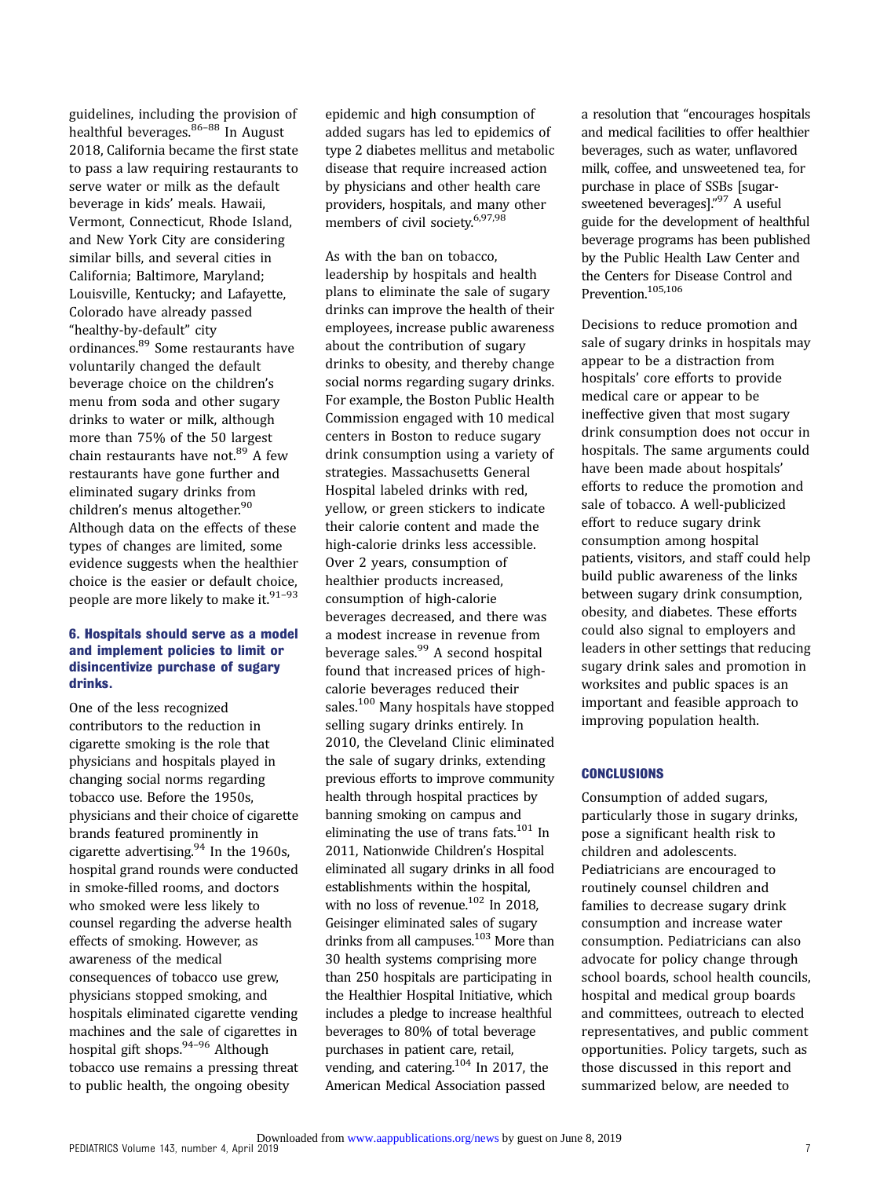guidelines, including the provision of healthful beverages.[86–88] In August 2018, California became the first state to pass a law requiring restaurants to serve water or milk as the default beverage in kids' meals. Hawaii, Vermont, Connecticut, Rhode Island, and New York City are considering similar bills, and several cities in California; Baltimore, Maryland; Louisville, Kentucky; and Lafayette, Colorado have already passed "healthy-by-default" city ordinances.[89] Some restaurants have voluntarily changed the default beverage choice on the children's menu from soda and other sugary drinks to water or milk, although more than 75% of the 50 largest chain restaurants have not.[89] A few restaurants have gone further and eliminated sugary drinks from children's menus altogether.[90] Although data on the effects of these types of changes are limited, some evidence suggests when the healthier choice is the easier or default choice, people are more likely to make it.[91–93]

### 6. Hospitals should serve as a model and implement policies to limit or disincentivize purchase of sugary drinks.

One of the less recognized contributors to the reduction in cigarette smoking is the role that physicians and hospitals played in changing social norms regarding tobacco use. Before the 1950s, physicians and their choice of cigarette brands featured prominently in cigarette advertising.[94] In the 1960s, hospital grand rounds were conducted in smoke-filled rooms, and doctors who smoked were less likely to counsel regarding the adverse health effects of smoking. However, as awareness of the medical consequences of tobacco use grew, physicians stopped smoking, and hospitals eliminated cigarette vending machines and the sale of cigarettes in hospital gift shops.[94–96] Although tobacco use remains a pressing threat to public health, the ongoing obesity epidemic and high consumption of added sugars has led to epidemics of type 2 diabetes mellitus and metabolic disease that require increased action by physicians and other health care providers, hospitals, and many other members of civil society.[6,97,98]

As with the ban on tobacco, leadership by hospitals and health plans to eliminate the sale of sugary drinks can improve the health of their employees, increase public awareness about the contribution of sugary drinks to obesity, and thereby change social norms regarding sugary drinks. For example, the Boston Public Health Commission engaged with 10 medical centers in Boston to reduce sugary drink consumption using a variety of strategies. Massachusetts General Hospital labeled drinks with red, yellow, or green stickers to indicate their calorie content and made the high-calorie drinks less accessible. Over 2 years, consumption of healthier products increased, consumption of high-calorie beverages decreased, and there was a modest increase in revenue from beverage sales.[99] A second hospital found that increased prices of high-calorie beverages reduced their sales.[100] Many hospitals have stopped selling sugary drinks entirely. In 2010, the Cleveland Clinic eliminated the sale of sugary drinks, extending previous efforts to improve community health through hospital practices by banning smoking on campus and eliminating the use of trans fats.[101] In 2011, Nationwide Children's Hospital eliminated all sugary drinks in all food establishments within the hospital, with no loss of revenue.[102] In 2018, Geisinger eliminated sales of sugary drinks from all campuses.[103] More than 30 health systems comprising more than 250 hospitals are participating in the Healthier Hospital Initiative, which includes a pledge to increase healthful beverages to 80% of total beverage purchases in patient care, retail, vending, and catering.[104] In 2017, the American Medical Association passed a resolution that "encourages hospitals and medical facilities to offer healthier beverages, such as water, unflavored milk, coffee, and unsweetened tea, for purchase in place of SSBs [sugar-sweetened beverages]."[97] A useful guide for the development of healthful beverage programs has been published by the Public Health Law Center and the Centers for Disease Control and Prevention.[105,106]

Decisions to reduce promotion and sale of sugary drinks in hospitals may appear to be a distraction from hospitals' core efforts to provide medical care or appear to be ineffective given that most sugary drink consumption does not occur in hospitals. The same arguments could have been made about hospitals' efforts to reduce the promotion and sale of tobacco. A well-publicized effort to reduce sugary drink consumption among hospital patients, visitors, and staff could help build public awareness of the links between sugary drink consumption, obesity, and diabetes. These efforts could also signal to employers and leaders in other settings that reducing sugary drink sales and promotion in worksites and public spaces is an important and feasible approach to improving population health.

## CONCLUSIONS

Consumption of added sugars, particularly those in sugary drinks, pose a significant health risk to children and adolescents. Pediatricians are encouraged to routinely counsel children and families to decrease sugary drink consumption and increase water consumption. Pediatricians can also advocate for policy change through school boards, school health councils, hospital and medical group boards and committees, outreach to elected representatives, and public comment opportunities. Policy targets, such as those discussed in this report and summarized below, are needed to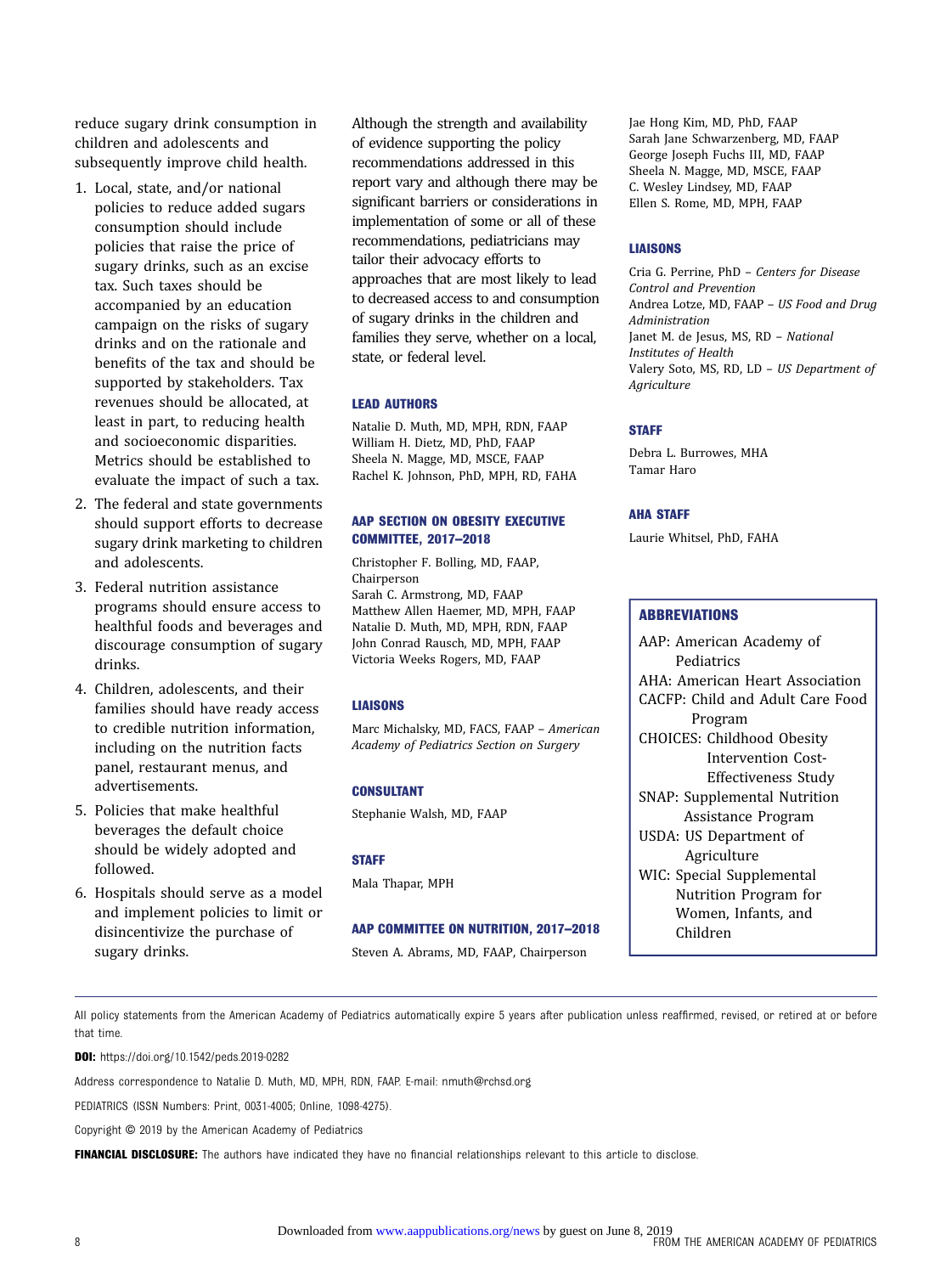reduce sugary drink consumption in children and adolescents and subsequently improve child health.

1. Local, state, and/or national policies to reduce added sugars consumption should include policies that raise the price of sugary drinks, such as an excise tax. Such taxes should be accompanied by an education campaign on the risks of sugary drinks and on the rationale and benefits of the tax and should be supported by stakeholders. Tax revenues should be allocated, at least in part, to reducing health and socioeconomic disparities. Metrics should be established to evaluate the impact of such a tax.
2. The federal and state governments should support efforts to decrease sugary drink marketing to children and adolescents.
3. Federal nutrition assistance programs should ensure access to healthful foods and beverages and discourage consumption of sugary drinks.
4. Children, adolescents, and their families should have ready access to credible nutrition information, including on the nutrition facts panel, restaurant menus, and advertisements.
5. Policies that make healthful beverages the default choice should be widely adopted and followed.
6. Hospitals should serve as a model and implement policies to limit or disincentivize the purchase of sugary drinks.

Although the strength and availability of evidence supporting the policy recommendations addressed in this report vary and although there may be significant barriers or considerations in implementation of some or all of these recommendations, pediatricians may tailor their advocacy efforts to approaches that are most likely to lead to decreased access to and consumption of sugary drinks in the children and families they serve, whether on a local, state, or federal level.

### LEAD AUTHORS

Natalie D. Muth, MD, MPH, RDN, FAAP
William H. Dietz, MD, PhD, FAAP
Sheela N. Magge, MD, MSCE, FAAP
Rachel K. Johnson, PhD, MPH, RD, FAHA

### AAP SECTION ON OBESITY EXECUTIVE COMMITTEE, 2017–2018

Christopher F. Bolling, MD, FAAP, Chairperson
Sarah C. Armstrong, MD, FAAP
Matthew Allen Haemer, MD, MPH, FAAP
Natalie D. Muth, MD, MPH, RDN, FAAP
John Conrad Rausch, MD, MPH, FAAP
Victoria Weeks Rogers, MD, FAAP

### LIAISONS

Marc Michalsky, MD, FACS, FAAP – *American Academy of Pediatrics Section on Surgery*

### CONSULTANT

Stephanie Walsh, MD, FAAP

### STAFF

Mala Thapar, MPH

### AAP COMMITTEE ON NUTRITION, 2017–2018

Steven A. Abrams, MD, FAAP, Chairperson
Jae Hong Kim, MD, PhD, FAAP
Sarah Jane Schwarzenberg, MD, FAAP
George Joseph Fuchs III, MD, FAAP
Sheela N. Magge, MD, MSCE, FAAP
C. Wesley Lindsey, MD, FAAP
Ellen S. Rome, MD, MPH, FAAP

### LIAISONS

Cria G. Perrine, PhD – *Centers for Disease Control and Prevention*
Andrea Lotze, MD, FAAP – *US Food and Drug Administration*
Janet M. de Jesus, MS, RD – *National Institutes of Health*
Valery Soto, MS, RD, LD – *US Department of Agriculture*

### STAFF

Debra L. Burrowes, MHA
Tamar Haro

### AHA STAFF

Laurie Whitsel, PhD, FAHA

### ABBREVIATIONS

AAP: American Academy of Pediatrics
AHA: American Heart Association
CACFP: Child and Adult Care Food Program
CHOICES: Childhood Obesity Intervention Cost-Effectiveness Study
SNAP: Supplemental Nutrition Assistance Program
USDA: US Department of Agriculture
WIC: Special Supplemental Nutrition Program for Women, Infants, and Children

---

All policy statements from the American Academy of Pediatrics automatically expire 5 years after publication unless reaffirmed, revised, or retired at or before that time.

**DOI:** https://doi.org/10.1542/peds.2019-0282

Address correspondence to Natalie D. Muth, MD, MPH, RDN, FAAP. E-mail: nmuth@rchsd.org

PEDIATRICS (ISSN Numbers: Print, 0031-4005; Online, 1098-4275).

Copyright © 2019 by the American Academy of Pediatrics

**FINANCIAL DISCLOSURE:** The authors have indicated they have no financial relationships relevant to this article to disclose.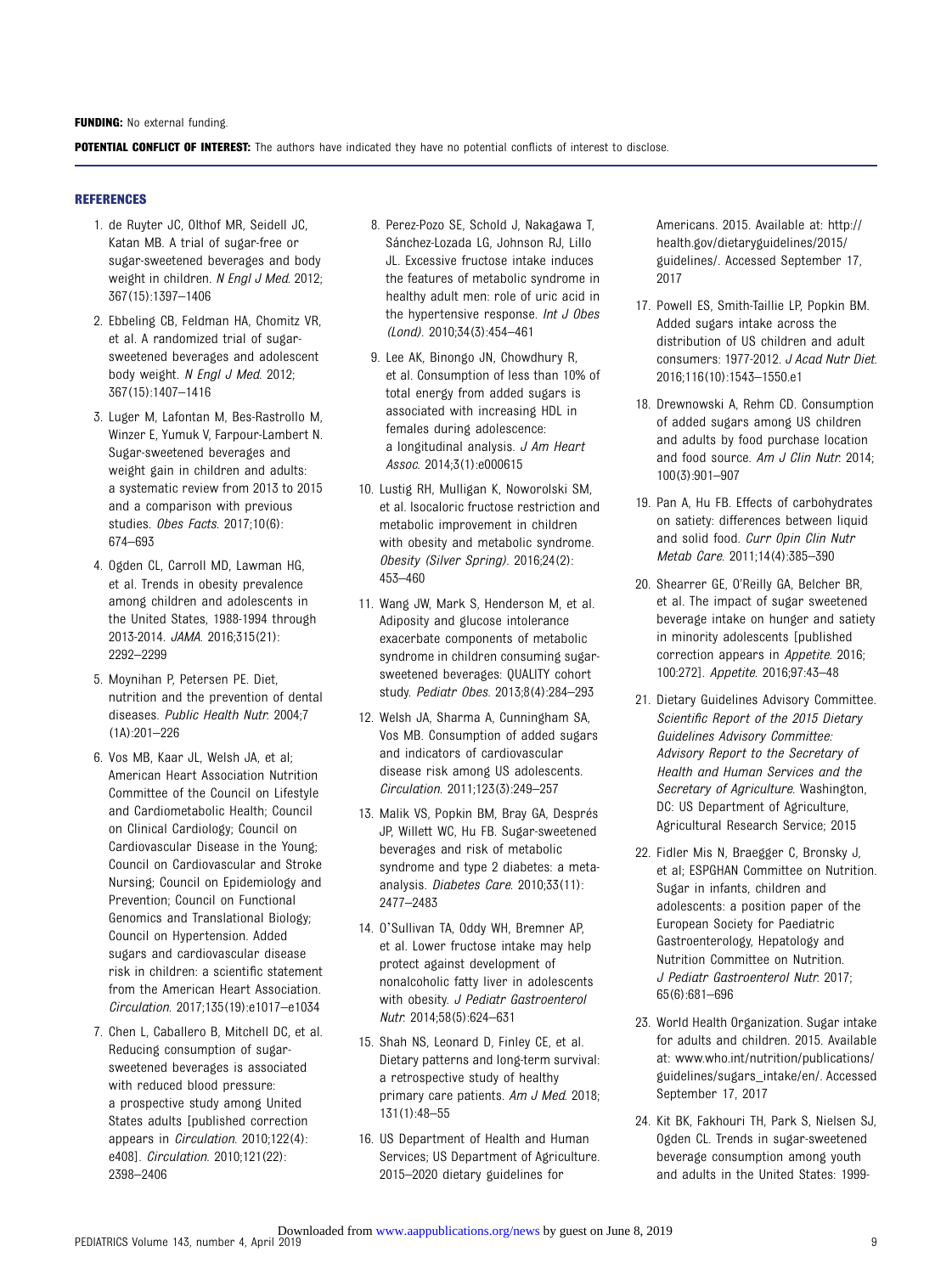**FUNDING:** No external funding.

**POTENTIAL CONFLICT OF INTEREST:** The authors have indicated they have no potential conflicts of interest to disclose.

## REFERENCES

1. de Ruyter JC, Olthof MR, Seidell JC, Katan MB. A trial of sugar-free or sugar-sweetened beverages and body weight in children. *N Engl J Med*. 2012; 367(15):1397–1406
2. Ebbeling CB, Feldman HA, Chomitz VR, et al. A randomized trial of sugar-sweetened beverages and adolescent body weight. *N Engl J Med*. 2012; 367(15):1407–1416
3. Luger M, Lafontan M, Bes-Rastrollo M, Winzer E, Yumuk V, Farpour-Lambert N. Sugar-sweetened beverages and weight gain in children and adults: a systematic review from 2013 to 2015 and a comparison with previous studies. *Obes Facts*. 2017;10(6): 674–693
4. Ogden CL, Carroll MD, Lawman HG, et al. Trends in obesity prevalence among children and adolescents in the United States, 1988-1994 through 2013-2014. *JAMA*. 2016;315(21): 2292–2299
5. Moynihan P, Petersen PE. Diet, nutrition and the prevention of dental diseases. *Public Health Nutr*. 2004;7 (1A):201–226
6. Vos MB, Kaar JL, Welsh JA, et al; American Heart Association Nutrition Committee of the Council on Lifestyle and Cardiometabolic Health; Council on Clinical Cardiology; Council on Cardiovascular Disease in the Young; Council on Cardiovascular and Stroke Nursing; Council on Epidemiology and Prevention; Council on Functional Genomics and Translational Biology; Council on Hypertension. Added sugars and cardiovascular disease risk in children: a scientific statement from the American Heart Association. *Circulation*. 2017;135(19):e1017–e1034
7. Chen L, Caballero B, Mitchell DC, et al. Reducing consumption of sugar-sweetened beverages is associated with reduced blood pressure: a prospective study among United States adults [published correction appears in *Circulation*. 2010;122(4): e408]. *Circulation*. 2010;121(22): 2398–2406
8. Perez-Pozo SE, Schold J, Nakagawa T, Sánchez-Lozada LG, Johnson RJ, Lillo JL. Excessive fructose intake induces the features of metabolic syndrome in healthy adult men: role of uric acid in the hypertensive response. *Int J Obes (Lond)*. 2010;34(3):454–461
9. Lee AK, Binongo JN, Chowdhury R, et al. Consumption of less than 10% of total energy from added sugars is associated with increasing HDL in females during adolescence: a longitudinal analysis. *J Am Heart Assoc*. 2014;3(1):e000615
10. Lustig RH, Mulligan K, Noworolski SM, et al. Isocaloric fructose restriction and metabolic improvement in children with obesity and metabolic syndrome. *Obesity (Silver Spring)*. 2016;24(2): 453–460
11. Wang JW, Mark S, Henderson M, et al. Adiposity and glucose intolerance exacerbate components of metabolic syndrome in children consuming sugar-sweetened beverages: QUALITY cohort study. *Pediatr Obes*. 2013;8(4):284–293
12. Welsh JA, Sharma A, Cunningham SA, Vos MB. Consumption of added sugars and indicators of cardiovascular disease risk among US adolescents. *Circulation*. 2011;123(3):249–257
13. Malik VS, Popkin BM, Bray GA, Després JP, Willett WC, Hu FB. Sugar-sweetened beverages and risk of metabolic syndrome and type 2 diabetes: a meta-analysis. *Diabetes Care*. 2010;33(11): 2477–2483
14. O'Sullivan TA, Oddy WH, Bremner AP, et al. Lower fructose intake may help protect against development of nonalcoholic fatty liver in adolescents with obesity. *J Pediatr Gastroenterol Nutr*. 2014;58(5):624–631
15. Shah NS, Leonard D, Finley CE, et al. Dietary patterns and long-term survival: a retrospective study of healthy primary care patients. *Am J Med*. 2018; 131(1):48–55
16. US Department of Health and Human Services; US Department of Agriculture. 2015–2020 dietary guidelines for Americans. 2015. Available at: http://health.gov/dietaryguidelines/2015/guidelines/. Accessed September 17, 2017
17. Powell ES, Smith-Taillie LP, Popkin BM. Added sugars intake across the distribution of US children and adult consumers: 1977-2012. *J Acad Nutr Diet*. 2016;116(10):1543–1550.e1
18. Drewnowski A, Rehm CD. Consumption of added sugars among US children and adults by food purchase location and food source. *Am J Clin Nutr*. 2014; 100(3):901–907
19. Pan A, Hu FB. Effects of carbohydrates on satiety: differences between liquid and solid food. *Curr Opin Clin Nutr Metab Care*. 2011;14(4):385–390
20. Shearrer GE, O'Reilly GA, Belcher BR, et al. The impact of sugar sweetened beverage intake on hunger and satiety in minority adolescents [published correction appears in *Appetite*. 2016; 100:272]. *Appetite*. 2016;97:43–48
21. Dietary Guidelines Advisory Committee. *Scientific Report of the 2015 Dietary Guidelines Advisory Committee: Advisory Report to the Secretary of Health and Human Services and the Secretary of Agriculture*. Washington, DC: US Department of Agriculture, Agricultural Research Service; 2015
22. Fidler Mis N, Braegger C, Bronsky J, et al; ESPGHAN Committee on Nutrition. Sugar in infants, children and adolescents: a position paper of the European Society for Paediatric Gastroenterology, Hepatology and Nutrition Committee on Nutrition. *J Pediatr Gastroenterol Nutr*. 2017; 65(6):681–696
23. World Health Organization. Sugar intake for adults and children. 2015. Available at: www.who.int/nutrition/publications/guidelines/sugars_intake/en/. Accessed September 17, 2017
24. Kit BK, Fakhouri TH, Park S, Nielsen SJ, Ogden CL. Trends in sugar-sweetened beverage consumption among youth and adults in the United States: 1999-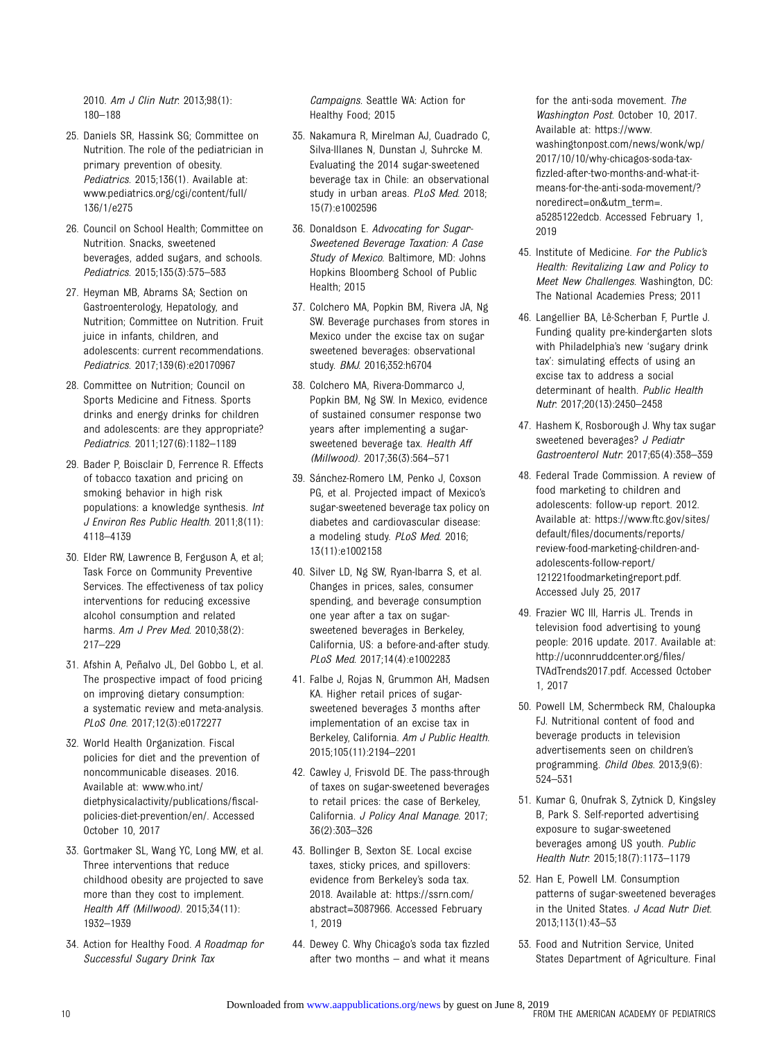2010. *Am J Clin Nutr.* 2013;98(1): 180–188

25. Daniels SR, Hassink SG; Committee on Nutrition. The role of the pediatrician in primary prevention of obesity. *Pediatrics.* 2015;136(1). Available at: www.pediatrics.org/cgi/content/full/136/1/e275
26. Council on School Health; Committee on Nutrition. Snacks, sweetened beverages, added sugars, and schools. *Pediatrics.* 2015;135(3):575–583
27. Heyman MB, Abrams SA; Section on Gastroenterology, Hepatology, and Nutrition; Committee on Nutrition. Fruit juice in infants, children, and adolescents: current recommendations. *Pediatrics.* 2017;139(6):e20170967
28. Committee on Nutrition; Council on Sports Medicine and Fitness. Sports drinks and energy drinks for children and adolescents: are they appropriate? *Pediatrics.* 2011;127(6):1182–1189
29. Bader P, Boisclair D, Ferrence R. Effects of tobacco taxation and pricing on smoking behavior in high risk populations: a knowledge synthesis. *Int J Environ Res Public Health.* 2011;8(11): 4118–4139
30. Elder RW, Lawrence B, Ferguson A, et al; Task Force on Community Preventive Services. The effectiveness of tax policy interventions for reducing excessive alcohol consumption and related harms. *Am J Prev Med.* 2010;38(2): 217–229
31. Afshin A, Peñalvo JL, Del Gobbo L, et al. The prospective impact of food pricing on improving dietary consumption: a systematic review and meta-analysis. *PLoS One.* 2017;12(3):e0172277
32. World Health Organization. Fiscal policies for diet and the prevention of noncommunicable diseases. 2016. Available at: www.who.int/dietphysicalactivity/publications/fiscal-policies-diet-prevention/en/. Accessed October 10, 2017
33. Gortmaker SL, Wang YC, Long MW, et al. Three interventions that reduce childhood obesity are projected to save more than they cost to implement. *Health Aff (Millwood).* 2015;34(11): 1932–1939
34. Action for Healthy Food. *A Roadmap for Successful Sugary Drink Tax Campaigns.* Seattle WA: Action for Healthy Food; 2015
35. Nakamura R, Mirelman AJ, Cuadrado C, Silva-Illanes N, Dunstan J, Suhrcke M. Evaluating the 2014 sugar-sweetened beverage tax in Chile: an observational study in urban areas. *PLoS Med.* 2018; 15(7):e1002596
36. Donaldson E. *Advocating for Sugar-Sweetened Beverage Taxation: A Case Study of Mexico.* Baltimore, MD: Johns Hopkins Bloomberg School of Public Health; 2015
37. Colchero MA, Popkin BM, Rivera JA, Ng SW. Beverage purchases from stores in Mexico under the excise tax on sugar sweetened beverages: observational study. *BMJ.* 2016;352:h6704
38. Colchero MA, Rivera-Dommarco J, Popkin BM, Ng SW. In Mexico, evidence of sustained consumer response two years after implementing a sugar-sweetened beverage tax. *Health Aff (Millwood).* 2017;36(3):564–571
39. Sánchez-Romero LM, Penko J, Coxson PG, et al. Projected impact of Mexico's sugar-sweetened beverage tax policy on diabetes and cardiovascular disease: a modeling study. *PLoS Med.* 2016; 13(11):e1002158
40. Silver LD, Ng SW, Ryan-Ibarra S, et al. Changes in prices, sales, consumer spending, and beverage consumption one year after a tax on sugar-sweetened beverages in Berkeley, California, US: a before-and-after study. *PLoS Med.* 2017;14(4):e1002283
41. Falbe J, Rojas N, Grummon AH, Madsen KA. Higher retail prices of sugar-sweetened beverages 3 months after implementation of an excise tax in Berkeley, California. *Am J Public Health.* 2015;105(11):2194–2201
42. Cawley J, Frisvold DE. The pass-through of taxes on sugar-sweetened beverages to retail prices: the case of Berkeley, California. *J Policy Anal Manage.* 2017; 36(2):303–326
43. Bollinger B, Sexton SE. Local excise taxes, sticky prices, and spillovers: evidence from Berkeley's soda tax. 2018. Available at: https://ssrn.com/abstract=3087966. Accessed February 1, 2019
44. Dewey C. Why Chicago's soda tax fizzled after two months – and what it means for the anti-soda movement. *The Washington Post.* October 10, 2017. Available at: https://www.washingtonpost.com/news/wonk/wp/2017/10/10/why-chicagos-soda-tax-fizzled-after-two-months-and-what-it-means-for-the-anti-soda-movement/?noredirect=on&utm_term=.a5285122edcb. Accessed February 1, 2019
45. Institute of Medicine. *For the Public's Health: Revitalizing Law and Policy to Meet New Challenges.* Washington, DC: The National Academies Press; 2011
46. Langellier BA, Lê-Scherban F, Purtle J. Funding quality pre-kindergarten slots with Philadelphia's new 'sugary drink tax': simulating effects of using an excise tax to address a social determinant of health. *Public Health Nutr.* 2017;20(13):2450–2458
47. Hashem K, Rosborough J. Why tax sugar sweetened beverages? *J Pediatr Gastroenterol Nutr.* 2017;65(4):358–359
48. Federal Trade Commission. A review of food marketing to children and adolescents: follow-up report. 2012. Available at: https://www.ftc.gov/sites/default/files/documents/reports/review-food-marketing-children-and-adolescents-follow-report/121221foodmarketingreport.pdf. Accessed July 25, 2017
49. Frazier WC III, Harris JL. Trends in television food advertising to young people: 2016 update. 2017. Available at: http://uconnruddcenter.org/files/TVAdTrends2017.pdf. Accessed October 1, 2017
50. Powell LM, Schermbeck RM, Chaloupka FJ. Nutritional content of food and beverage products in television advertisements seen on children's programming. *Child Obes.* 2013;9(6): 524–531
51. Kumar G, Onufrak S, Zytnick D, Kingsley B, Park S. Self-reported advertising exposure to sugar-sweetened beverages among US youth. *Public Health Nutr.* 2015;18(7):1173–1179
52. Han E, Powell LM. Consumption patterns of sugar-sweetened beverages in the United States. *J Acad Nutr Diet.* 2013;113(1):43–53
53. Food and Nutrition Service, United States Department of Agriculture. Final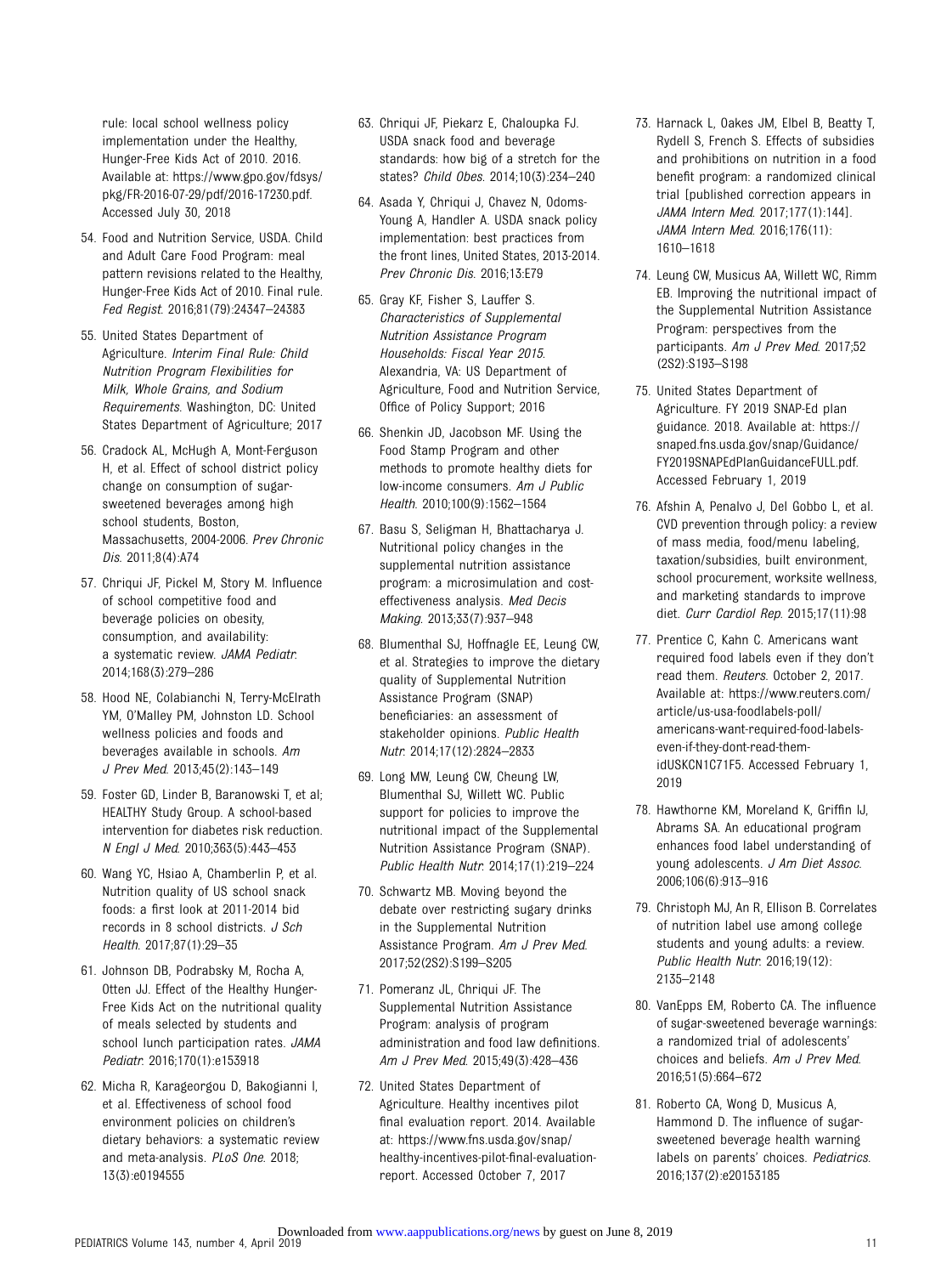rule: local school wellness policy implementation under the Healthy, Hunger-Free Kids Act of 2010. 2016. Available at: https://www.gpo.gov/fdsys/pkg/FR-2016-07-29/pdf/2016-17230.pdf. Accessed July 30, 2018

54. Food and Nutrition Service, USDA. Child and Adult Care Food Program: meal pattern revisions related to the Healthy, Hunger-Free Kids Act of 2010. Final rule. *Fed Regist*. 2016;81(79):24347–24383

55. United States Department of Agriculture. *Interim Final Rule: Child Nutrition Program Flexibilities for Milk, Whole Grains, and Sodium Requirements*. Washington, DC: United States Department of Agriculture; 2017

56. Cradock AL, McHugh A, Mont-Ferguson H, et al. Effect of school district policy change on consumption of sugar-sweetened beverages among high school students, Boston, Massachusetts, 2004-2006. *Prev Chronic Dis*. 2011;8(4):A74

57. Chriqui JF, Pickel M, Story M. Influence of school competitive food and beverage policies on obesity, consumption, and availability: a systematic review. *JAMA Pediatr*. 2014;168(3):279–286

58. Hood NE, Colabianchi N, Terry-McElrath YM, O'Malley PM, Johnston LD. School wellness policies and foods and beverages available in schools. *Am J Prev Med*. 2013;45(2):143–149

59. Foster GD, Linder B, Baranowski T, et al; HEALTHY Study Group. A school-based intervention for diabetes risk reduction. *N Engl J Med*. 2010;363(5):443–453

60. Wang YC, Hsiao A, Chamberlin P, et al. Nutrition quality of US school snack foods: a first look at 2011-2014 bid records in 8 school districts. *J Sch Health*. 2017;87(1):29–35

61. Johnson DB, Podrabsky M, Rocha A, Otten JJ. Effect of the Healthy Hunger-Free Kids Act on the nutritional quality of meals selected by students and school lunch participation rates. *JAMA Pediatr*. 2016;170(1):e153918

62. Micha R, Karageorgou D, Bakogianni I, et al. Effectiveness of school food environment policies on children's dietary behaviors: a systematic review and meta-analysis. *PLoS One*. 2018; 13(3):e0194555

63. Chriqui JF, Piekarz E, Chaloupka FJ. USDA snack food and beverage standards: how big of a stretch for the states? *Child Obes*. 2014;10(3):234–240

64. Asada Y, Chriqui J, Chavez N, Odoms-Young A, Handler A. USDA snack policy implementation: best practices from the front lines, United States, 2013-2014. *Prev Chronic Dis*. 2016;13:E79

65. Gray KF, Fisher S, Lauffer S. *Characteristics of Supplemental Nutrition Assistance Program Households: Fiscal Year 2015*. Alexandria, VA: US Department of Agriculture, Food and Nutrition Service, Office of Policy Support; 2016

66. Shenkin JD, Jacobson MF. Using the Food Stamp Program and other methods to promote healthy diets for low-income consumers. *Am J Public Health*. 2010;100(9):1562–1564

67. Basu S, Seligman H, Bhattacharya J. Nutritional policy changes in the supplemental nutrition assistance program: a microsimulation and cost-effectiveness analysis. *Med Decis Making*. 2013;33(7):937–948

68. Blumenthal SJ, Hoffnagle EE, Leung CW, et al. Strategies to improve the dietary quality of Supplemental Nutrition Assistance Program (SNAP) beneficiaries: an assessment of stakeholder opinions. *Public Health Nutr*. 2014;17(12):2824–2833

69. Long MW, Leung CW, Cheung LW, Blumenthal SJ, Willett WC. Public support for policies to improve the nutritional impact of the Supplemental Nutrition Assistance Program (SNAP). *Public Health Nutr*. 2014;17(1):219–224

70. Schwartz MB. Moving beyond the debate over restricting sugary drinks in the Supplemental Nutrition Assistance Program. *Am J Prev Med*. 2017;52(2S2):S199–S205

71. Pomeranz JL, Chriqui JF. The Supplemental Nutrition Assistance Program: analysis of program administration and food law definitions. *Am J Prev Med*. 2015;49(3):428–436

72. United States Department of Agriculture. Healthy incentives pilot final evaluation report. 2014. Available at: https://www.fns.usda.gov/snap/healthy-incentives-pilot-final-evaluation-report. Accessed October 7, 2017

73. Harnack L, Oakes JM, Elbel B, Beatty T, Rydell S, French S. Effects of subsidies and prohibitions on nutrition in a food benefit program: a randomized clinical trial [published correction appears in *JAMA Intern Med*. 2017;177(1):144]. *JAMA Intern Med*. 2016;176(11): 1610–1618

74. Leung CW, Musicus AA, Willett WC, Rimm EB. Improving the nutritional impact of the Supplemental Nutrition Assistance Program: perspectives from the participants. *Am J Prev Med*. 2017;52 (2S2):S193–S198

75. United States Department of Agriculture. FY 2019 SNAP-Ed plan guidance. 2018. Available at: https://snaped.fns.usda.gov/snap/Guidance/FY2019SNAPEdPlanGuidanceFULL.pdf. Accessed February 1, 2019

76. Afshin A, Penalvo J, Del Gobbo L, et al. CVD prevention through policy: a review of mass media, food/menu labeling, taxation/subsidies, built environment, school procurement, worksite wellness, and marketing standards to improve diet. *Curr Cardiol Rep*. 2015;17(11):98

77. Prentice C, Kahn C. Americans want required food labels even if they don't read them. *Reuters*. October 2, 2017. Available at: https://www.reuters.com/article/us-usa-foodlabels-poll/americans-want-required-food-labels-even-if-they-dont-read-them-idUSKCN1C71F5. Accessed February 1, 2019

78. Hawthorne KM, Moreland K, Griffin IJ, Abrams SA. An educational program enhances food label understanding of young adolescents. *J Am Diet Assoc*. 2006;106(6):913–916

79. Christoph MJ, An R, Ellison B. Correlates of nutrition label use among college students and young adults: a review. *Public Health Nutr*. 2016;19(12): 2135–2148

80. VanEpps EM, Roberto CA. The influence of sugar-sweetened beverage warnings: a randomized trial of adolescents' choices and beliefs. *Am J Prev Med*. 2016;51(5):664–672

81. Roberto CA, Wong D, Musicus A, Hammond D. The influence of sugar-sweetened beverage health warning labels on parents' choices. *Pediatrics*. 2016;137(2):e20153185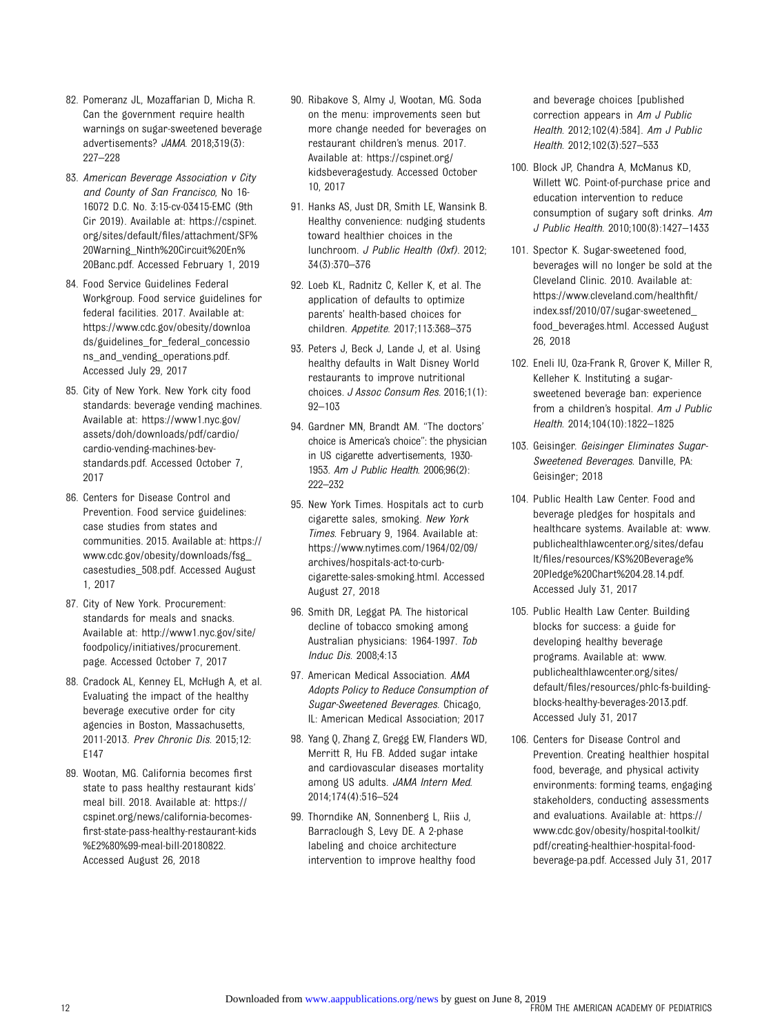82. Pomeranz JL, Mozaffarian D, Micha R. Can the government require health warnings on sugar-sweetened beverage advertisements? *JAMA*. 2018;319(3): 227–228

83. *American Beverage Association v City and County of San Francisco*, No 16-16072 D.C. No. 3:15-cv-03415-EMC (9th Cir 2019). Available at: https://cspinet.org/sites/default/files/attachment/SF%20Warning_Ninth%20Circuit%20En%20Banc.pdf. Accessed February 1, 2019

84. Food Service Guidelines Federal Workgroup. Food service guidelines for federal facilities. 2017. Available at: https://www.cdc.gov/obesity/downloads/guidelines_for_federal_concessions_and_vending_operations.pdf. Accessed July 29, 2017

85. City of New York. New York city food standards: beverage vending machines. Available at: https://www1.nyc.gov/assets/doh/downloads/pdf/cardio/cardio-vending-machines-bev-standards.pdf. Accessed October 7, 2017

86. Centers for Disease Control and Prevention. Food service guidelines: case studies from states and communities. 2015. Available at: https://www.cdc.gov/obesity/downloads/fsg_casestudies_508.pdf. Accessed August 1, 2017

87. City of New York. Procurement: standards for meals and snacks. Available at: http://www1.nyc.gov/site/foodpolicy/initiatives/procurement.page. Accessed October 7, 2017

88. Cradock AL, Kenney EL, McHugh A, et al. Evaluating the impact of the healthy beverage executive order for city agencies in Boston, Massachusetts, 2011-2013. *Prev Chronic Dis*. 2015;12: E147

89. Wootan, MG. California becomes first state to pass healthy restaurant kids' meal bill. 2018. Available at: https://cspinet.org/news/california-becomes-first-state-pass-healthy-restaurant-kids%E2%80%99-meal-bill-20180822. Accessed August 26, 2018

90. Ribakove S, Almy J, Wootan, MG. Soda on the menu: improvements seen but more change needed for beverages on restaurant children's menus. 2017. Available at: https://cspinet.org/kidsbeveragestudy. Accessed October 10, 2017

91. Hanks AS, Just DR, Smith LE, Wansink B. Healthy convenience: nudging students toward healthier choices in the lunchroom. *J Public Health (Oxf)*. 2012; 34(3):370–376

92. Loeb KL, Radnitz C, Keller K, et al. The application of defaults to optimize parents' health-based choices for children. *Appetite*. 2017;113:368–375

93. Peters J, Beck J, Lande J, et al. Using healthy defaults in Walt Disney World restaurants to improve nutritional choices. *J Assoc Consum Res*. 2016;1(1): 92–103

94. Gardner MN, Brandt AM. "The doctors' choice is America's choice": the physician in US cigarette advertisements, 1930-1953. *Am J Public Health*. 2006;96(2): 222–232

95. New York Times. Hospitals act to curb cigarette sales, smoking. *New York Times*. February 9, 1964. Available at: https://www.nytimes.com/1964/02/09/archives/hospitals-act-to-curb-cigarette-sales-smoking.html. Accessed August 27, 2018

96. Smith DR, Leggat PA. The historical decline of tobacco smoking among Australian physicians: 1964-1997. *Tob Induc Dis*. 2008;4:13

97. American Medical Association. *AMA Adopts Policy to Reduce Consumption of Sugar-Sweetened Beverages*. Chicago, IL: American Medical Association; 2017

98. Yang Q, Zhang Z, Gregg EW, Flanders WD, Merritt R, Hu FB. Added sugar intake and cardiovascular diseases mortality among US adults. *JAMA Intern Med*. 2014;174(4):516–524

99. Thorndike AN, Sonnenberg L, Riis J, Barraclough S, Levy DE. A 2-phase labeling and choice architecture intervention to improve healthy food and beverage choices [published correction appears in *Am J Public Health*. 2012;102(4):584]. *Am J Public Health*. 2012;102(3):527–533

100. Block JP, Chandra A, McManus KD, Willett WC. Point-of-purchase price and education intervention to reduce consumption of sugary soft drinks. *Am J Public Health*. 2010;100(8):1427–1433

101. Spector K. Sugar-sweetened food, beverages will no longer be sold at the Cleveland Clinic. 2010. Available at: https://www.cleveland.com/healthfit/index.ssf/2010/07/sugar-sweetened_food_beverages.html. Accessed August 26, 2018

102. Eneli IU, Oza-Frank R, Grover K, Miller R, Kelleher K. Instituting a sugar-sweetened beverage ban: experience from a children's hospital. *Am J Public Health*. 2014;104(10):1822–1825

103. Geisinger. *Geisinger Eliminates Sugar-Sweetened Beverages*. Danville, PA: Geisinger; 2018

104. Public Health Law Center. Food and beverage pledges for hospitals and healthcare systems. Available at: www.publichealthlawcenter.org/sites/default/files/resources/KS%20Beverage%20Pledge%20Chart%204.28.14.pdf. Accessed July 31, 2017

105. Public Health Law Center. Building blocks for success: a guide for developing healthy beverage programs. Available at: www.publichealthlawcenter.org/sites/default/files/resources/phlc-fs-building-blocks-healthy-beverages-2013.pdf. Accessed July 31, 2017

106. Centers for Disease Control and Prevention. Creating healthier hospital food, beverage, and physical activity environments: forming teams, engaging stakeholders, conducting assessments and evaluations. Available at: https://www.cdc.gov/obesity/hospital-toolkit/pdf/creating-healthier-hospital-food-beverage-pa.pdf. Accessed July 31, 2017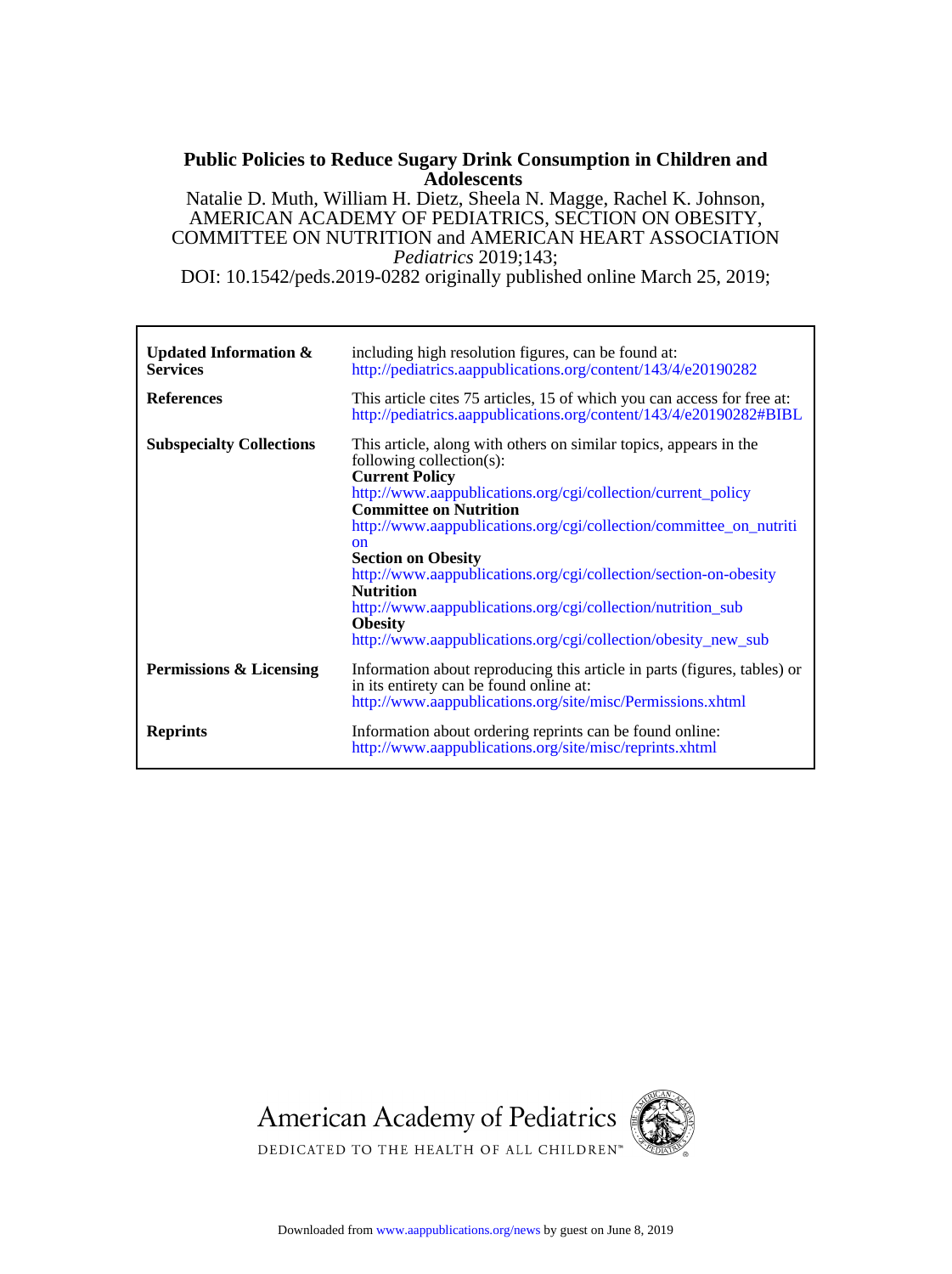**Public Policies to Reduce Sugary Drink Consumption in Children and Adolescents**

Natalie D. Muth, William H. Dietz, Sheela N. Magge, Rachel K. Johnson,
AMERICAN ACADEMY OF PEDIATRICS, SECTION ON OBESITY,
COMMITTEE ON NUTRITION and AMERICAN HEART ASSOCIATION
*Pediatrics* 2019;143;
DOI: 10.1542/peds.2019-0282 originally published online March 25, 2019;

| | |
|---|---|
| **Updated Information & Services** | including high resolution figures, can be found at: http://pediatrics.aappublications.org/content/143/4/e20190282 |
| **References** | This article cites 75 articles, 15 of which you can access for free at: http://pediatrics.aappublications.org/content/143/4/e20190282#BIBL |
| **Subspecialty Collections** | This article, along with others on similar topics, appears in the following collection(s): **Current Policy** http://www.aappublications.org/cgi/collection/current_policy **Committee on Nutrition** http://www.aappublications.org/cgi/collection/committee_on_nutrition **Section on Obesity** http://www.aappublications.org/cgi/collection/section-on-obesity **Nutrition** http://www.aappublications.org/cgi/collection/nutrition_sub **Obesity** http://www.aappublications.org/cgi/collection/obesity_new_sub |
| **Permissions & Licensing** | Information about reproducing this article in parts (figures, tables) or in its entirety can be found online at: http://www.aappublications.org/site/misc/Permissions.xhtml |
| **Reprints** | Information about ordering reprints can be found online: http://www.aappublications.org/site/misc/reprints.xhtml |

American Academy of Pediatrics

DEDICATED TO THE HEALTH OF ALL CHILDREN™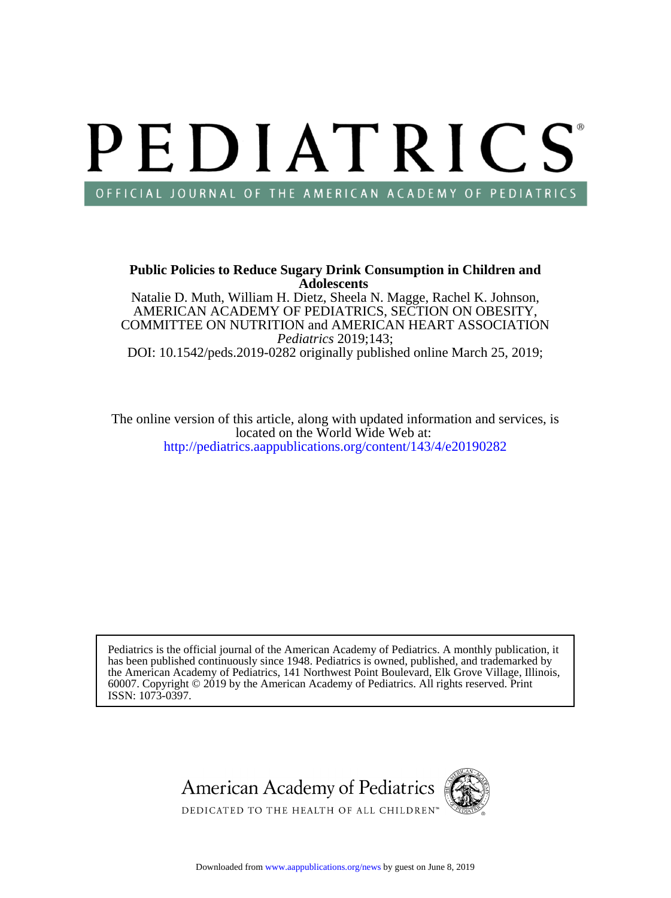# PEDIATRICS

OFFICIAL JOURNAL OF THE AMERICAN ACADEMY OF PEDIATRICS

**Public Policies to Reduce Sugary Drink Consumption in Children and Adolescents**

Natalie D. Muth, William H. Dietz, Sheela N. Magge, Rachel K. Johnson, AMERICAN ACADEMY OF PEDIATRICS, SECTION ON OBESITY, COMMITTEE ON NUTRITION and AMERICAN HEART ASSOCIATION

*Pediatrics* 2019;143;

DOI: 10.1542/peds.2019-0282 originally published online March 25, 2019;

The online version of this article, along with updated information and services, is located on the World Wide Web at:

http://pediatrics.aappublications.org/content/143/4/e20190282

Pediatrics is the official journal of the American Academy of Pediatrics. A monthly publication, it has been published continuously since 1948. Pediatrics is owned, published, and trademarked by the American Academy of Pediatrics, 141 Northwest Point Boulevard, Elk Grove Village, Illinois, 60007. Copyright © 2019 by the American Academy of Pediatrics. All rights reserved. Print ISSN: 1073-0397.

American Academy of Pediatrics

DEDICATED TO THE HEALTH OF ALL CHILDREN™

Downloaded from www.aappublications.org/news by guest on June 8, 2019